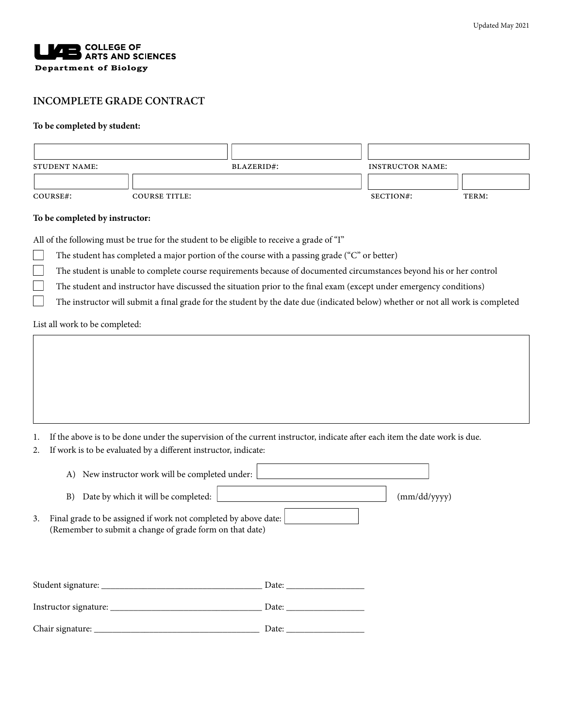Updated May 2021

**COLLEGE OF ARTS AND SCIENCES**
**Department of Biology**

# INCOMPLETE GRADE CONTRACT

**To be completed by student:**

| | | | |
|---|---|---|---|
| STUDENT NAME: | | BLAZERID#: | INSTRUCTOR NAME: |
| COURSE#: | COURSE TITLE: | SECTION#: | TERM: |

**To be completed by instructor:**

All of the following must be true for the student to be eligible to receive a grade of "I"

- ☐ The student has completed a major portion of the course with a passing grade ("C" or better)
- ☐ The student is unable to complete course requirements because of documented circumstances beyond his or her control
- ☐ The student and instructor have discussed the situation prior to the final exam (except under emergency conditions)
- ☐ The instructor will submit a final grade for the student by the date due (indicated below) whether or not all work is completed

List all work to be completed:

1. If the above is to be done under the supervision of the current instructor, indicate after each item the date work is due.
2. If work is to be evaluated by a different instructor, indicate:

   A) New instructor work will be completed under: ____________________

   B) Date by which it will be completed: ____________________ (mm/dd/yyyy)

3. Final grade to be assigned if work not completed by above date: __________
   (Remember to submit a change of grade form on that date)

Student signature: ___________________________________ Date: _________________

Instructor signature: _________________________________ Date: _________________

Chair signature: _____________________________________ Date: _________________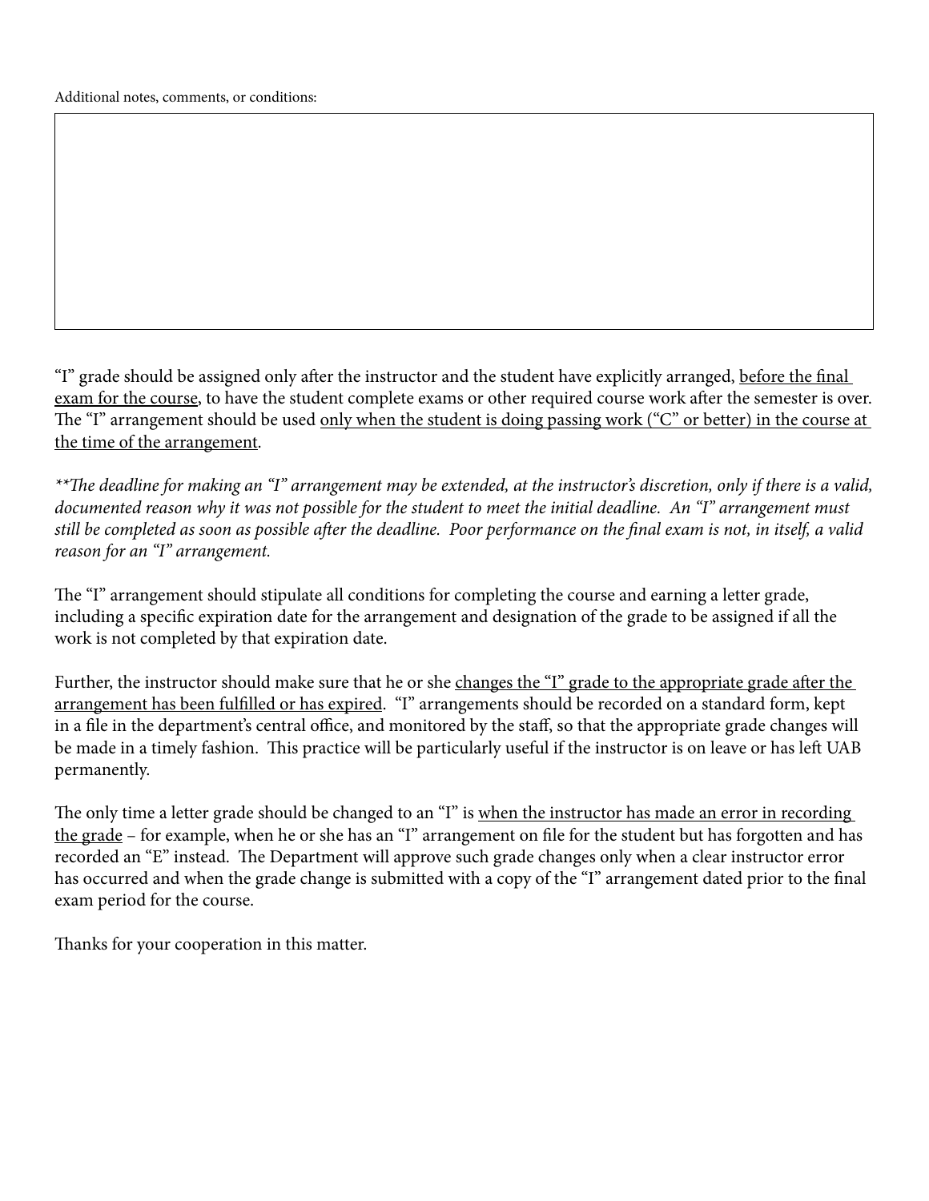Additional notes, comments, or conditions:

| |
|---|
| |

"I" grade should be assigned only after the instructor and the student have explicitly arranged, <u>before the final exam for the course</u>, to have the student complete exams or other required course work after the semester is over. The "I" arrangement should be used <u>only when the student is doing passing work ("C" or better) in the course at the time of the arrangement</u>.

*\*\*The deadline for making an "I" arrangement may be extended, at the instructor's discretion, only if there is a valid, documented reason why it was not possible for the student to meet the initial deadline. An "I" arrangement must still be completed as soon as possible after the deadline. Poor performance on the final exam is not, in itself, a valid reason for an "I" arrangement.*

The "I" arrangement should stipulate all conditions for completing the course and earning a letter grade, including a specific expiration date for the arrangement and designation of the grade to be assigned if all the work is not completed by that expiration date.

Further, the instructor should make sure that he or she <u>changes the "I" grade to the appropriate grade after the arrangement has been fulfilled or has expired</u>. "I" arrangements should be recorded on a standard form, kept in a file in the department's central office, and monitored by the staff, so that the appropriate grade changes will be made in a timely fashion. This practice will be particularly useful if the instructor is on leave or has left UAB permanently.

The only time a letter grade should be changed to an "I" is <u>when the instructor has made an error in recording the grade</u> – for example, when he or she has an "I" arrangement on file for the student but has forgotten and has recorded an "E" instead. The Department will approve such grade changes only when a clear instructor error has occurred and when the grade change is submitted with a copy of the "I" arrangement dated prior to the final exam period for the course.

Thanks for your cooperation in this matter.